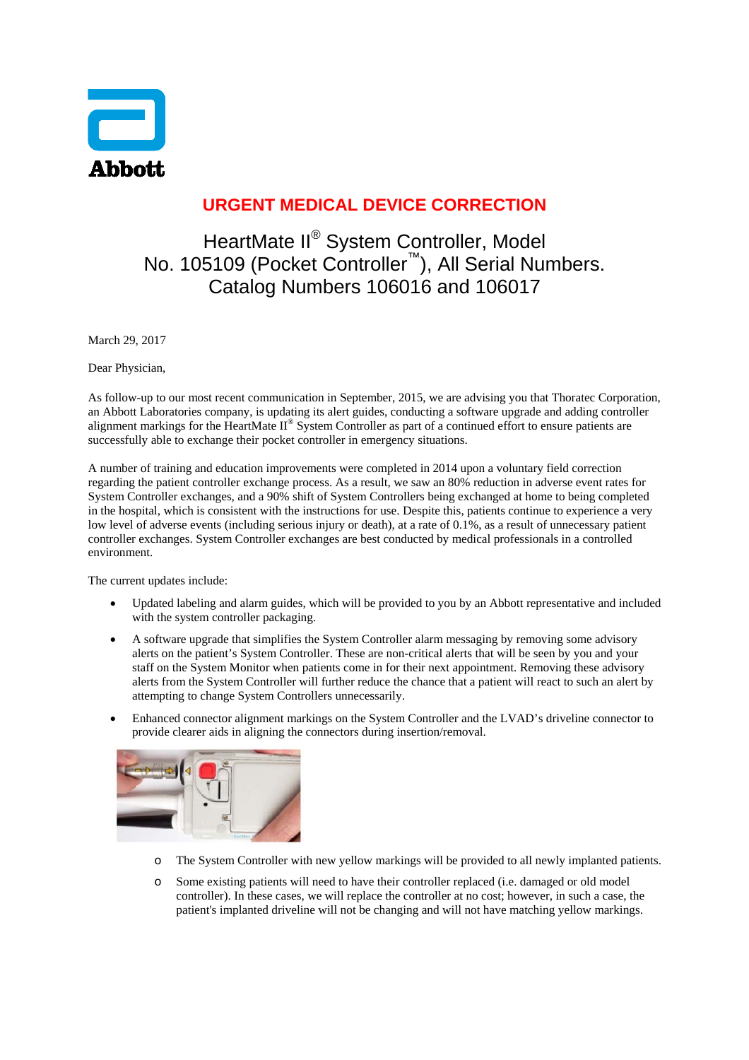Abbott

# URGENT MEDICAL DEVICE CORRECTION

## HeartMate II® System Controller, Model No. 105109 (Pocket Controller™), All Serial Numbers. Catalog Numbers 106016 and 106017

March 29, 2017

Dear Physician,

As follow-up to our most recent communication in September, 2015, we are advising you that Thoratec Corporation, an Abbott Laboratories company, is updating its alert guides, conducting a software upgrade and adding controller alignment markings for the HeartMate II® System Controller as part of a continued effort to ensure patients are successfully able to exchange their pocket controller in emergency situations.

A number of training and education improvements were completed in 2014 upon a voluntary field correction regarding the patient controller exchange process. As a result, we saw an 80% reduction in adverse event rates for System Controller exchanges, and a 90% shift of System Controllers being exchanged at home to being completed in the hospital, which is consistent with the instructions for use. Despite this, patients continue to experience a very low level of adverse events (including serious injury or death), at a rate of 0.1%, as a result of unnecessary patient controller exchanges. System Controller exchanges are best conducted by medical professionals in a controlled environment.

The current updates include:

- Updated labeling and alarm guides, which will be provided to you by an Abbott representative and included with the system controller packaging.
- A software upgrade that simplifies the System Controller alarm messaging by removing some advisory alerts on the patient's System Controller. These are non-critical alerts that will be seen by you and your staff on the System Monitor when patients come in for their next appointment. Removing these advisory alerts from the System Controller will further reduce the chance that a patient will react to such an alert by attempting to change System Controllers unnecessarily.
- Enhanced connector alignment markings on the System Controller and the LVAD's driveline connector to provide clearer aids in aligning the connectors during insertion/removal.

  - The System Controller with new yellow markings will be provided to all newly implanted patients.
  - Some existing patients will need to have their controller replaced (i.e. damaged or old model controller). In these cases, we will replace the controller at no cost; however, in such a case, the patient's implanted driveline will not be changing and will not have matching yellow markings.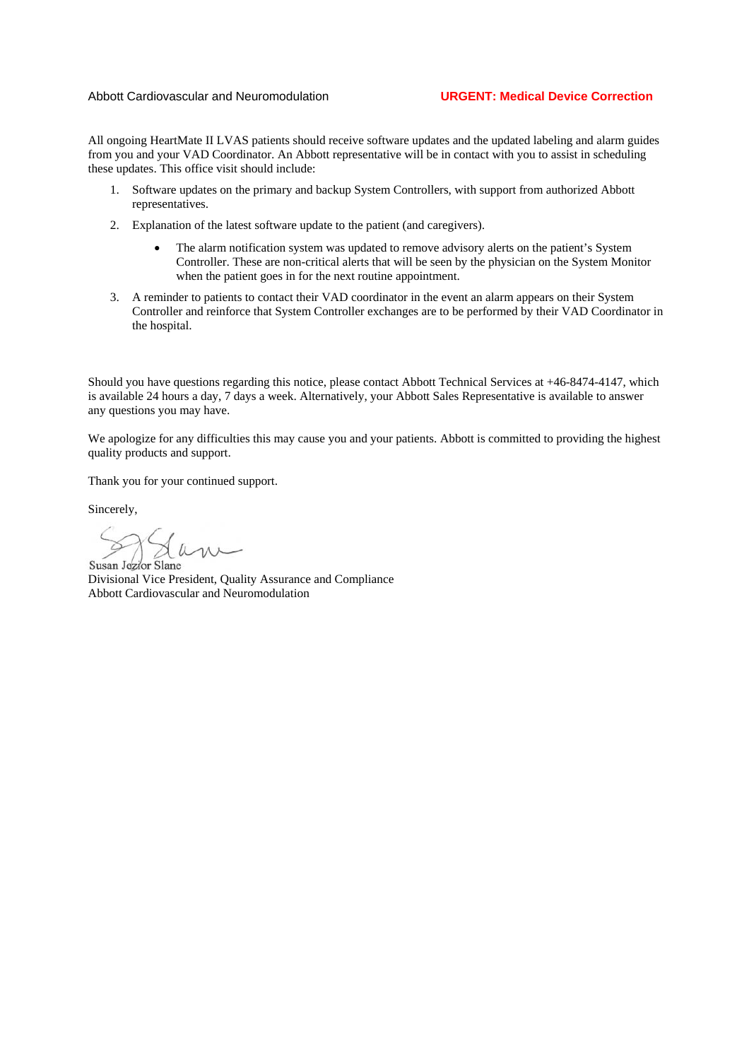All ongoing HeartMate II LVAS patients should receive software updates and the updated labeling and alarm guides from you and your VAD Coordinator. An Abbott representative will be in contact with you to assist in scheduling these updates. This office visit should include:

1. Software updates on the primary and backup System Controllers, with support from authorized Abbott representatives.
2. Explanation of the latest software update to the patient (and caregivers).
    - The alarm notification system was updated to remove advisory alerts on the patient's System Controller. These are non-critical alerts that will be seen by the physician on the System Monitor when the patient goes in for the next routine appointment.
3. A reminder to patients to contact their VAD coordinator in the event an alarm appears on their System Controller and reinforce that System Controller exchanges are to be performed by their VAD Coordinator in the hospital.

Should you have questions regarding this notice, please contact Abbott Technical Services at +46-8474-4147, which is available 24 hours a day, 7 days a week. Alternatively, your Abbott Sales Representative is available to answer any questions you may have.

We apologize for any difficulties this may cause you and your patients. Abbott is committed to providing the highest quality products and support.

Thank you for your continued support.

Sincerely,

Susan Jezior Slane
Divisional Vice President, Quality Assurance and Compliance
Abbott Cardiovascular and Neuromodulation